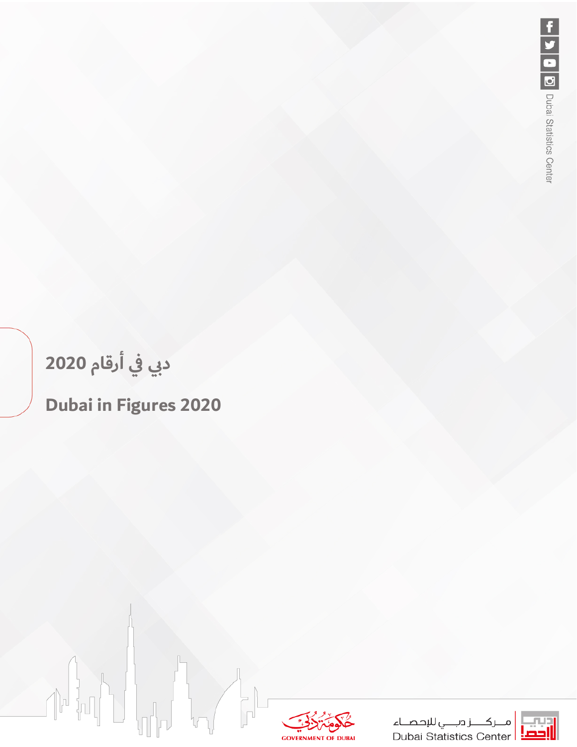# دبي في أرقام 2020

# Dubai in Figures 2020

Dubai Statistics Center

مركز دبي للإحصاء

Dubai Statistics Center

GOVERNMENT OF DUBAI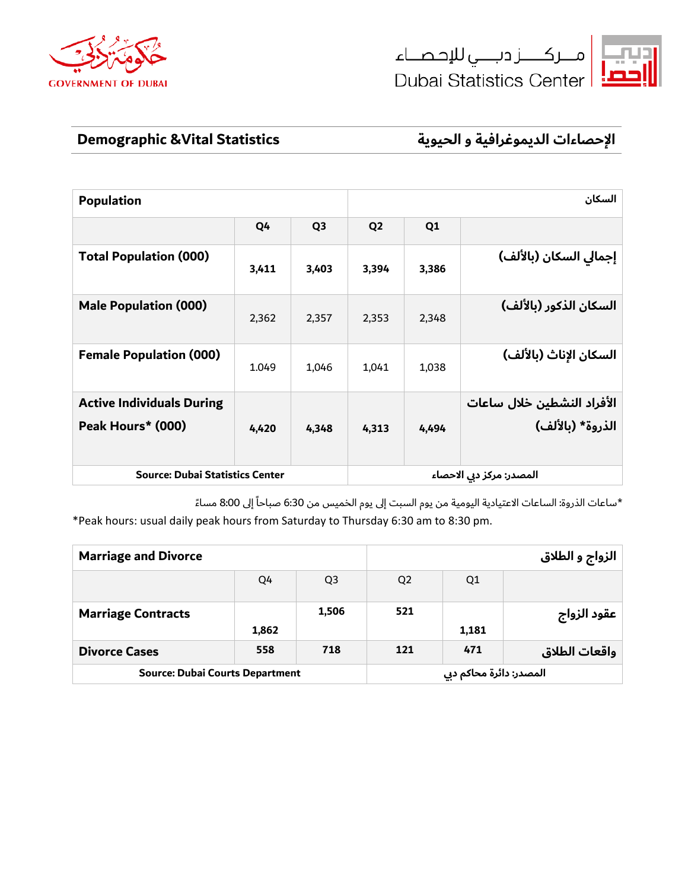## Demographic &Vital Statistics

## الإحصاءات الديموغرافية و الحيوية

| Population | | | | | السكان |
|---|---|---|---|---|---|
| | Q4 | Q3 | Q2 | Q1 | |
| **Total Population (000)** | **3,411** | **3,403** | **3,394** | **3,386** | **إجمالي السكان (بالألف)** |
| **Male Population (000)** | 2,362 | 2,357 | 2,353 | 2,348 | **السكان الذكور (بالألف)** |
| **Female Population (000)** | 1.049 | 1,046 | 1,041 | 1,038 | **السكان الإناث (بالألف)** |
| **Active Individuals During Peak Hours* (000)** | **4,420** | **4,348** | **4,313** | **4,494** | **الأفراد النشطين خلال ساعات الذروة* (بالألف)** |
| **Source: Dubai Statistics Center** | | | | | **المصدر: مركز دبي الاحصاء** |

*ساعات الذروة: الساعات الاعتيادية اليومية من يوم السبت إلى يوم الخميس من 6:30 صباحاً إلى 8:00 مساءً

*Peak hours: usual daily peak hours from Saturday to Thursday 6:30 am to 8:30 pm.

| Marriage and Divorce | | | | | الزواج و الطلاق |
|---|---|---|---|---|---|
| | Q4 | Q3 | Q2 | Q1 | |
| **Marriage Contracts** | **1,862** | **1,506** | **521** | **1,181** | **عقود الزواج** |
| **Divorce Cases** | **558** | **718** | **121** | **471** | **واقعات الطلاق** |
| **Source: Dubai Courts Department** | | | | | **المصدر: دائرة محاكم دبي** |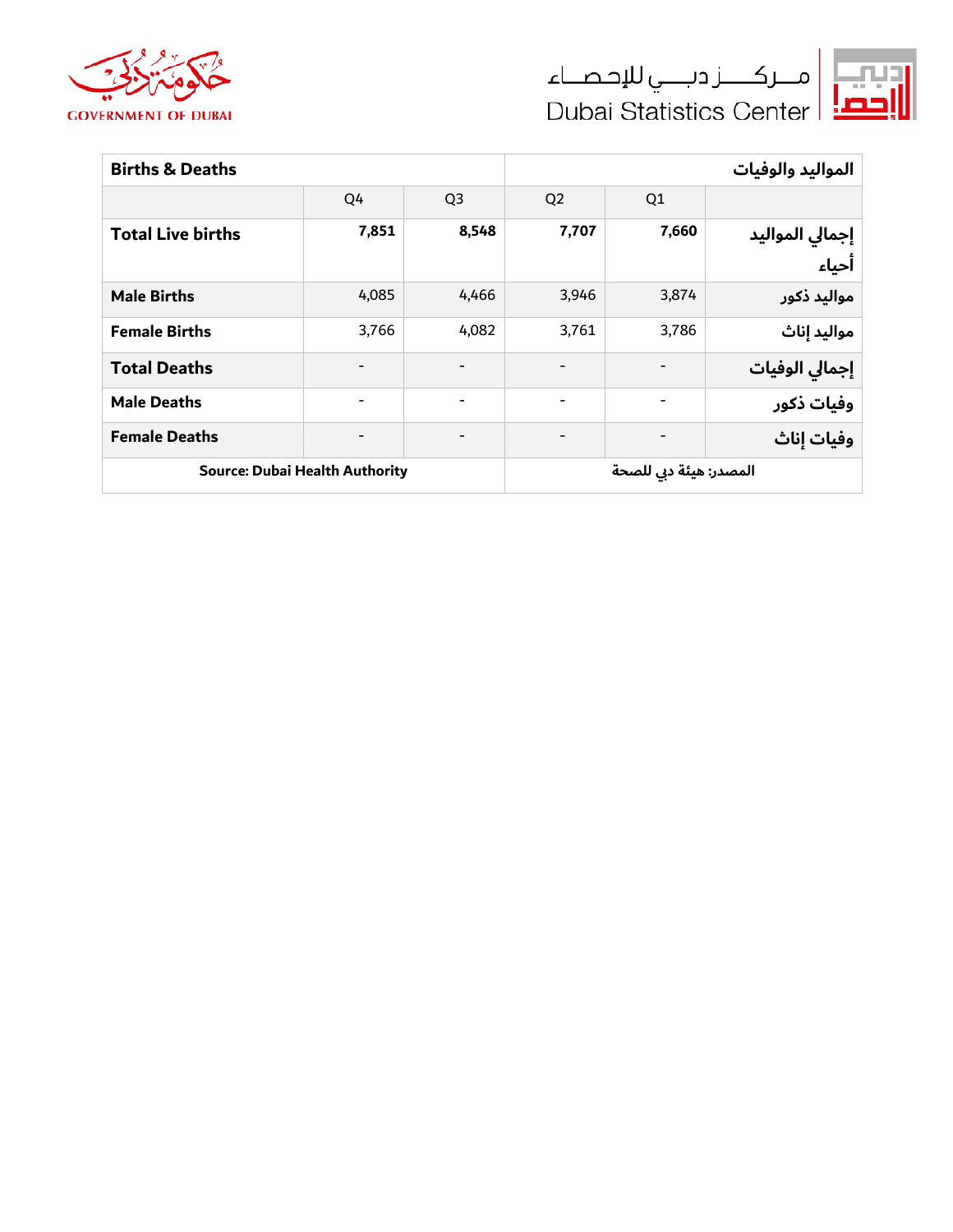| Births & Deaths | | | | | المواليد والوفيات |
|---|---|---|---|---|---|
| | Q4 | Q3 | Q2 | Q1 | |
| **Total Live births** | **7,851** | **8,548** | **7,707** | **7,660** | **إجمالي المواليد أحياء** |
| **Male Births** | 4,085 | 4,466 | 3,946 | 3,874 | **مواليد ذكور** |
| **Female Births** | 3,766 | 4,082 | 3,761 | 3,786 | **مواليد إناث** |
| **Total Deaths** | - | - | - | - | **إجمالي الوفيات** |
| **Male Deaths** | - | - | - | - | **وفيات ذكور** |
| **Female Deaths** | - | - | - | - | **وفيات إناث** |
| **Source: Dubai Health Authority** | | | **المصدر: هيئة دبي للصحة** | | |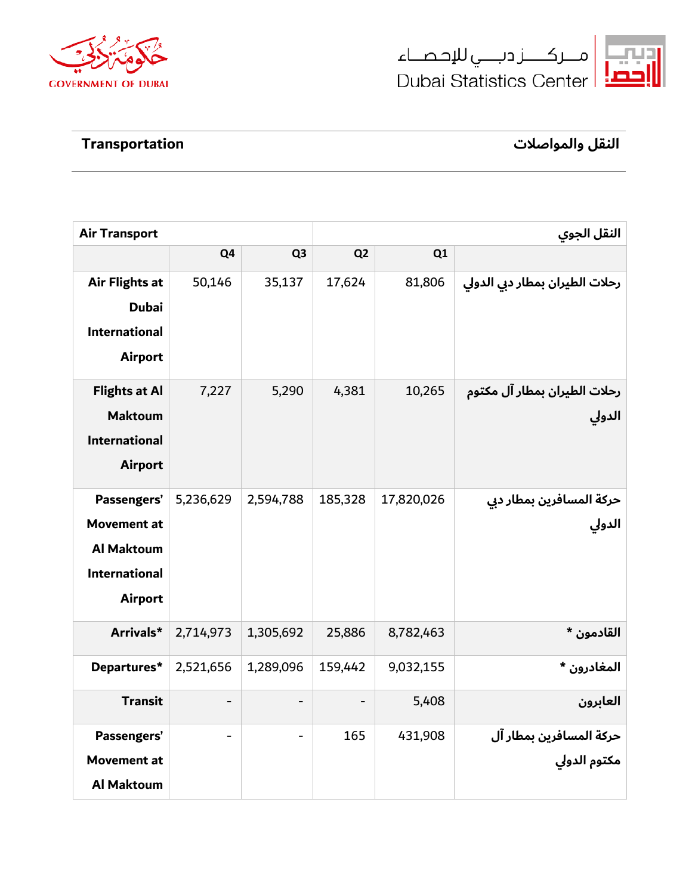## Transportation | النقل والمواصلات

| Air Transport | | | | | النقل الجوي |
|---|---|---|---|---|---|
| | Q4 | Q3 | Q2 | Q1 | |
| Air Flights at Dubai International Airport | 50,146 | 35,137 | 17,624 | 81,806 | رحلات الطيران بمطار دبي الدولي |
| Flights at Al Maktoum International Airport | 7,227 | 5,290 | 4,381 | 10,265 | رحلات الطيران بمطار آل مكتوم الدولي |
| Passengers' Movement at Al Maktoum International Airport | 5,236,629 | 2,594,788 | 185,328 | 17,820,026 | حركة المسافرين بمطار دبي الدولي |
| Arrivals* | 2,714,973 | 1,305,692 | 25,886 | 8,782,463 | القادمون * |
| Departures* | 2,521,656 | 1,289,096 | 159,442 | 9,032,155 | المغادرون * |
| Transit | - | - | - | 5,408 | العابرون |
| Passengers' Movement at Al Maktoum | - | - | 165 | 431,908 | حركة المسافرين بمطار آل مكتوم الدولي |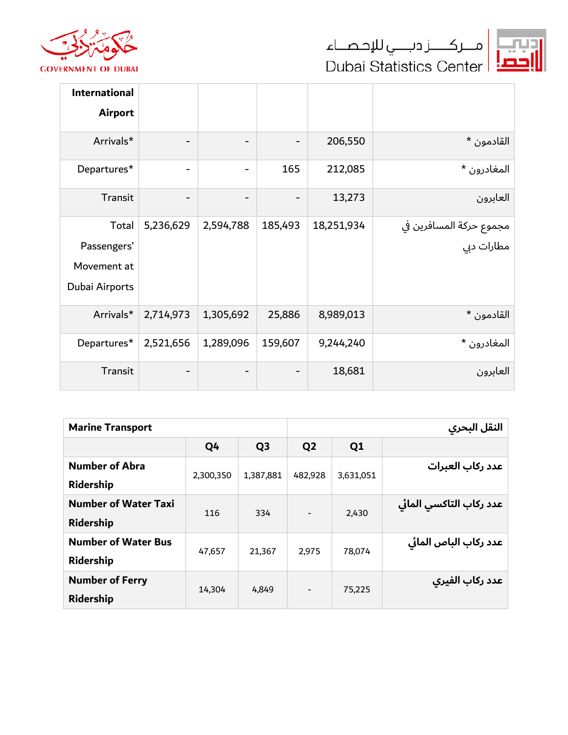| International Airport | | | | | |
|---|---|---|---|---|---|
| Arrivals* | - | - | - | 206,550 | القادمون * |
| Departures* | - | - | 165 | 212,085 | المغادرون * |
| Transit | - | - | - | 13,273 | العابرون |
| Total Passengers' Movement at Dubai Airports | 5,236,629 | 2,594,788 | 185,493 | 18,251,934 | مجموع حركة المسافرين في مطارات دبي |
| Arrivals* | 2,714,973 | 1,305,692 | 25,886 | 8,989,013 | القادمون * |
| Departures* | 2,521,656 | 1,289,096 | 159,607 | 9,244,240 | المغادرون * |
| Transit | - | - | - | 18,681 | العابرون |

| **Marine Transport** | | | | | **النقل البحري** |
|---|---|---|---|---|---|
| | **Q4** | **Q3** | **Q2** | **Q1** | |
| **Number of Abra Ridership** | 2,300,350 | 1,387,881 | 482,928 | 3,631,051 | **عدد ركاب العبرات** |
| **Number of Water Taxi Ridership** | 116 | 334 | - | 2,430 | **عدد ركاب التاكسي المائي** |
| **Number of Water Bus Ridership** | 47,657 | 21,367 | 2,975 | 78,074 | **عدد ركاب الباص المائي** |
| **Number of Ferry Ridership** | 14,304 | 4,849 | - | 75,225 | **عدد ركاب الفيري** |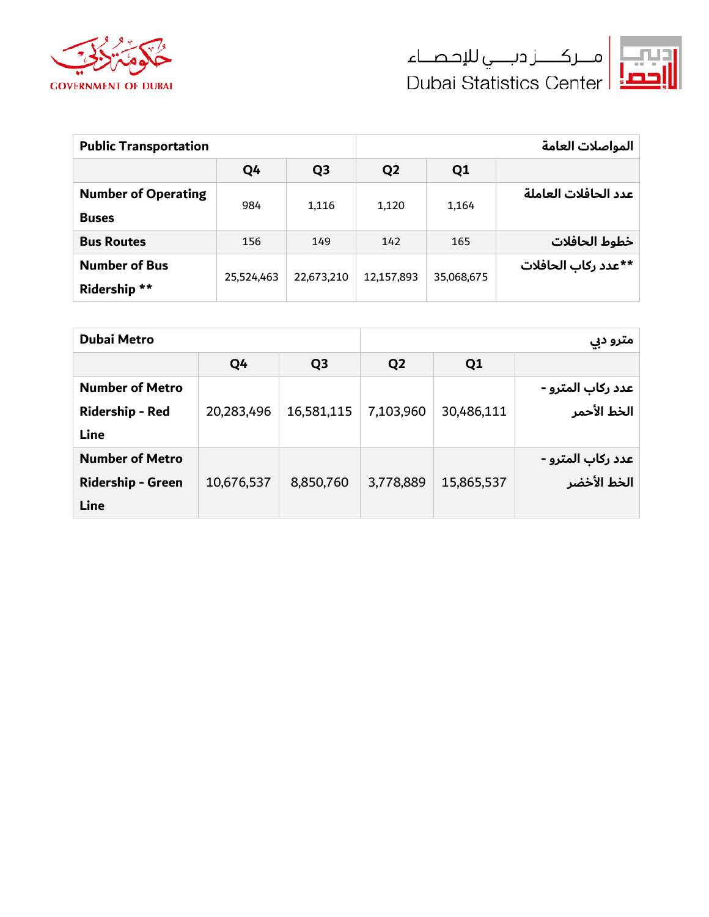| Public Transportation | | | | | المواصلات العامة |
|---|---|---|---|---|---|
| | Q4 | Q3 | Q2 | Q1 | |
| Number of Operating Buses | 984 | 1,116 | 1,120 | 1,164 | عدد الحافلات العاملة |
| Bus Routes | 156 | 149 | 142 | 165 | خطوط الحافلات |
| Number of Bus Ridership ** | 25,524,463 | 22,673,210 | 12,157,893 | 35,068,675 | **عدد ركاب الحافلات |

| Dubai Metro | | | | | مترو دبي |
|---|---|---|---|---|---|
| | Q4 | Q3 | Q2 | Q1 | |
| Number of Metro Ridership - Red Line | 20,283,496 | 16,581,115 | 7,103,960 | 30,486,111 | عدد ركاب المترو - الخط الأحمر |
| Number of Metro Ridership - Green Line | 10,676,537 | 8,850,760 | 3,778,889 | 15,865,537 | عدد ركاب المترو - الخط الأخضر |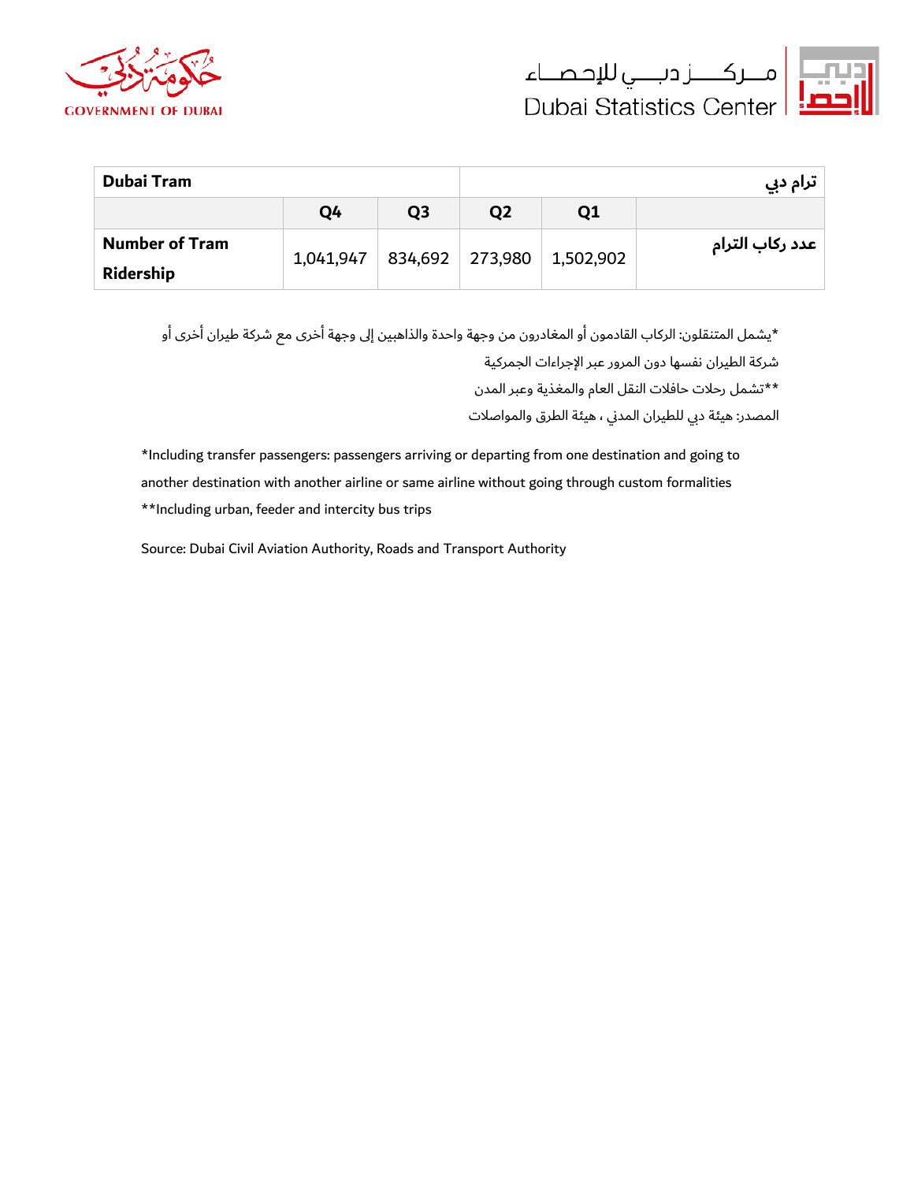| Dubai Tram | | | | | ترام دبي |
|---|---|---|---|---|---|
| | Q4 | Q3 | Q2 | Q1 | |
| Number of Tram Ridership | 1,041,947 | 834,692 | 273,980 | 1,502,902 | عدد ركاب الترام |

*يشمل المتنقلون: الركاب القادمون أو المغادرون من وجهة واحدة والذاهبين إلى وجهة أخرى مع شركة طيران أخرى أو شركة الطيران نفسها دون المرور عبر الإجراءات الجمركية

**تشمل رحلات حافلات النقل العام والمغذية وعبر المدن

المصدر: هيئة دبي للطيران المدني ، هيئة الطرق والمواصلات

*Including transfer passengers: passengers arriving or departing from one destination and going to another destination with another airline or same airline without going through custom formalities

**Including urban, feeder and intercity bus trips

Source: Dubai Civil Aviation Authority, Roads and Transport Authority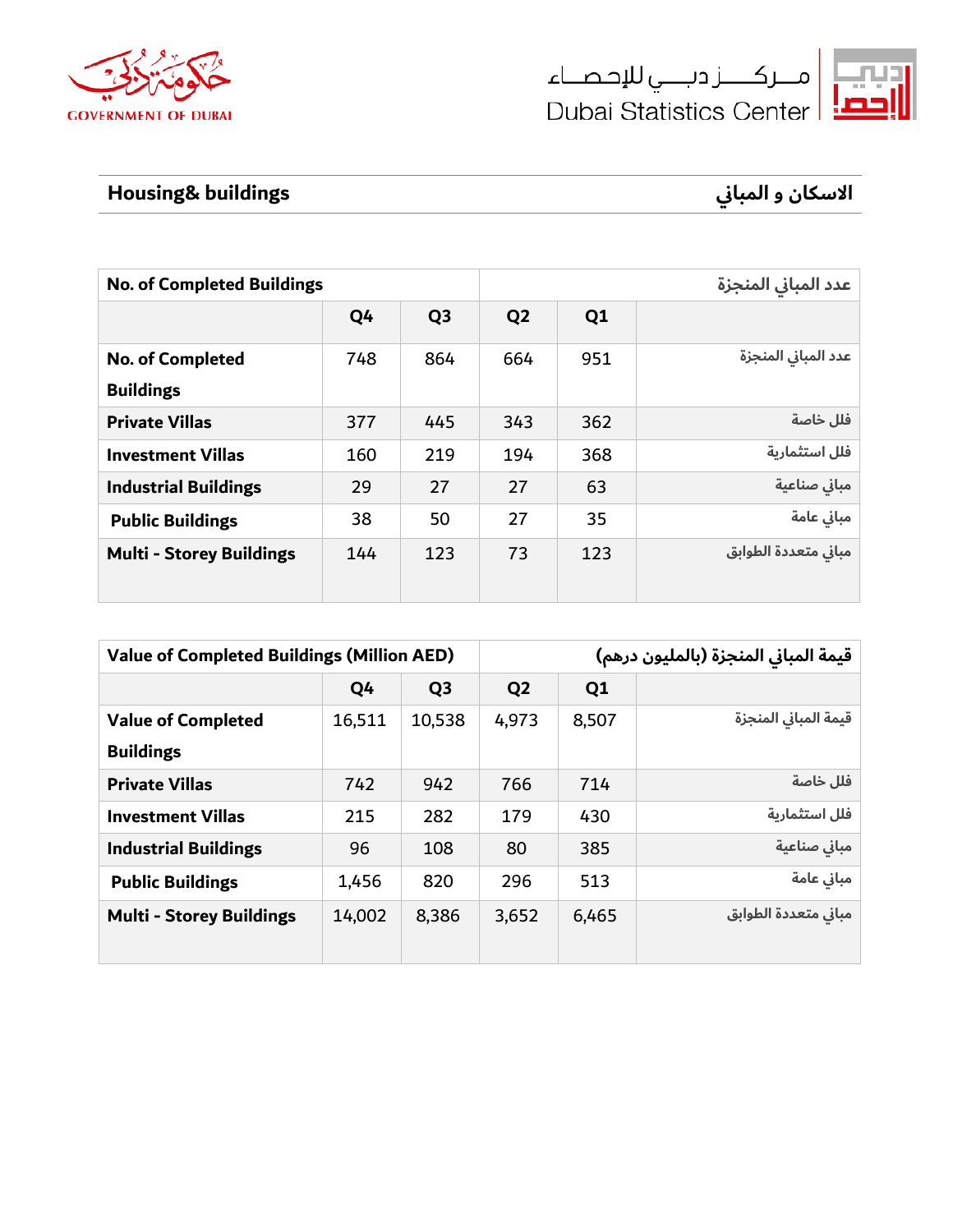## Housing& buildings | الاسكان و المباني

| No. of Completed Buildings | | | | | عدد المباني المنجزة |
|---|---|---|---|---|---|
| | Q4 | Q3 | Q2 | Q1 | |
| No. of Completed Buildings | 748 | 864 | 664 | 951 | عدد المباني المنجزة |
| Private Villas | 377 | 445 | 343 | 362 | فلل خاصة |
| Investment Villas | 160 | 219 | 194 | 368 | فلل استثمارية |
| Industrial Buildings | 29 | 27 | 27 | 63 | مباني صناعية |
| Public Buildings | 38 | 50 | 27 | 35 | مباني عامة |
| Multi - Storey Buildings | 144 | 123 | 73 | 123 | مباني متعددة الطوابق |

| Value of Completed Buildings (Million AED) | | | | | قيمة المباني المنجزة (بالمليون درهم) |
|---|---|---|---|---|---|
| | Q4 | Q3 | Q2 | Q1 | |
| Value of Completed Buildings | 16,511 | 10,538 | 4,973 | 8,507 | قيمة المباني المنجزة |
| Private Villas | 742 | 942 | 766 | 714 | فلل خاصة |
| Investment Villas | 215 | 282 | 179 | 430 | فلل استثمارية |
| Industrial Buildings | 96 | 108 | 80 | 385 | مباني صناعية |
| Public Buildings | 1,456 | 820 | 296 | 513 | مباني عامة |
| Multi - Storey Buildings | 14,002 | 8,386 | 3,652 | 6,465 | مباني متعددة الطوابق |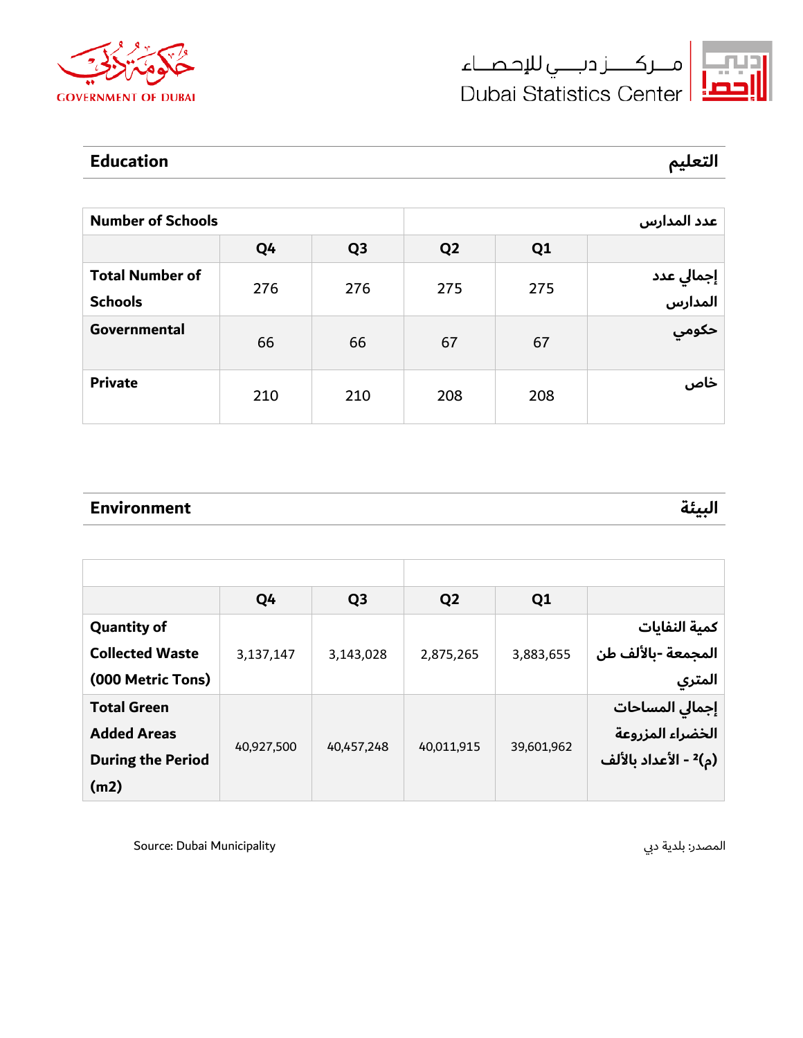## Education التعليم

| Number of Schools | | | عدد المدارس | | |
|---|---|---|---|---|---|
| | Q4 | Q3 | Q2 | Q1 | |
| Total Number of Schools | 276 | 276 | 275 | 275 | إجمالي عدد المدارس |
| Governmental | 66 | 66 | 67 | 67 | حكومي |
| Private | 210 | 210 | 208 | 208 | خاص |

## Environment البيئة

| | Q4 | Q3 | Q2 | Q1 | |
|---|---|---|---|---|---|
| Quantity of Collected Waste (000 Metric Tons) | 3,137,147 | 3,143,028 | 2,875,265 | 3,883,655 | كمية النفايات المجمعة -بالألف طن المتري |
| Total Green Added Areas During the Period (m2) | 40,927,500 | 40,457,248 | 40,011,915 | 39,601,962 | إجمالي المساحات الخضراء المزروعة (م)² - الأعداد بالألف |

Source: Dubai Municipality المصدر: بلدية دبي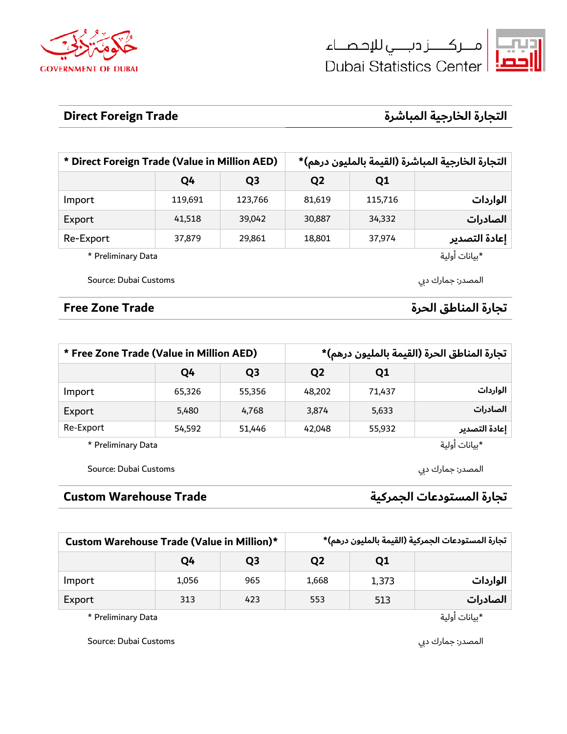GOVERNMENT OF DUBAI

مـــركـــــز دبــــي للإحـصـــاء
Dubai Statistics Center

## Direct Foreign Trade | التجارة الخارجية المباشرة

| * Direct Foreign Trade (Value in Million AED) | | | التجارة الخارجية المباشرة (القيمة بالمليون درهم)* | | |
|---|---|---|---|---|---|
| | Q4 | Q3 | Q2 | Q1 | |
| Import | 119,691 | 123,766 | 81,619 | 115,716 | الواردات |
| Export | 41,518 | 39,042 | 30,887 | 34,332 | الصادرات |
| Re-Export | 37,879 | 29,861 | 18,801 | 37,974 | إعادة التصدير |

* Preliminary Data | *بيانات أولية

Source: Dubai Customs | المصدر: جمارك دبي

## Free Zone Trade | تجارة المناطق الحرة

| * Free Zone Trade (Value in Million AED) | | | تجارة المناطق الحرة (القيمة بالمليون درهم)* | | |
|---|---|---|---|---|---|
| | Q4 | Q3 | Q2 | Q1 | |
| Import | 65,326 | 55,356 | 48,202 | 71,437 | الواردات |
| Export | 5,480 | 4,768 | 3,874 | 5,633 | الصادرات |
| Re-Export | 54,592 | 51,446 | 42,048 | 55,932 | إعادة التصدير |

* Preliminary Data | *بيانات أولية

Source: Dubai Customs | المصدر: جمارك دبي

## Custom Warehouse Trade | تجارة المستودعات الجمركية

| Custom Warehouse Trade (Value in Million)* | | | تجارة المستودعات الجمركية (القيمة بالمليون درهم)* | | |
|---|---|---|---|---|---|
| | Q4 | Q3 | Q2 | Q1 | |
| Import | 1,056 | 965 | 1,668 | 1,373 | الواردات |
| Export | 313 | 423 | 553 | 513 | الصادرات |

* Preliminary Data | *بيانات أولية

Source: Dubai Customs | المصدر: جمارك دبي